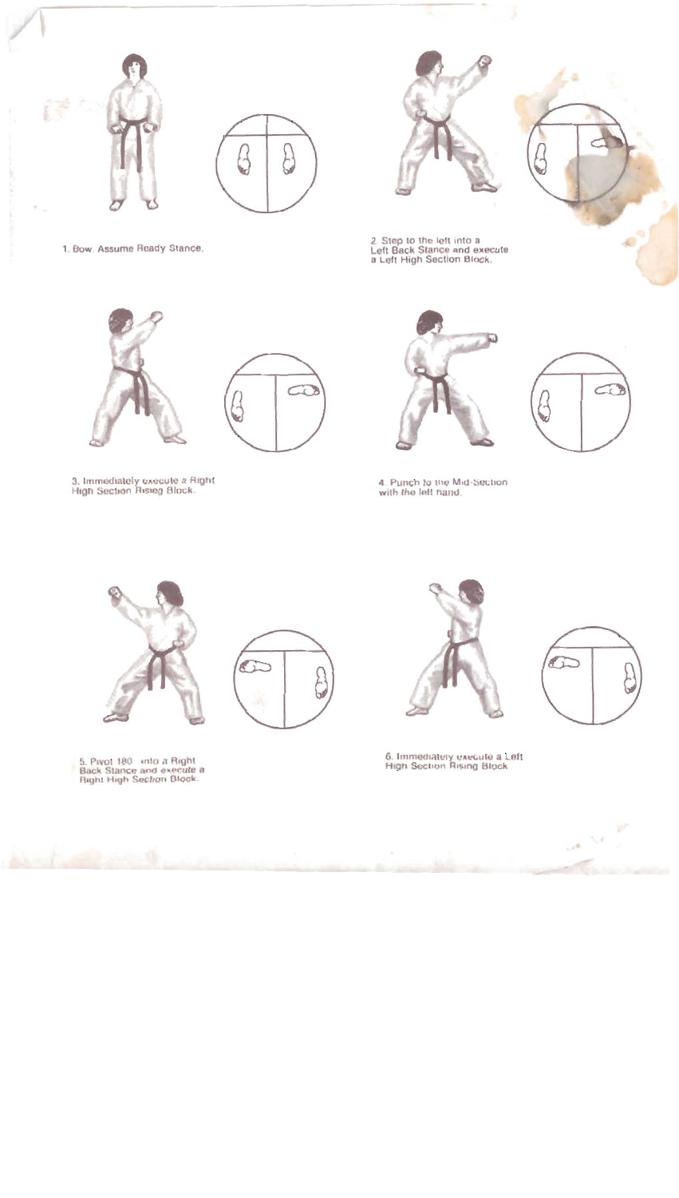1. Bow. Assume Ready Stance.

2. Step to the left into a Left Back Stance and execute a Left High Section Block.

3. Immediately execute a Right High Section Rising Block.

4. Punch to the Mid-Section with the left hand.

5. Pivot 180° into a Right Back Stance and execute a Right High Section Block.

6. Immediately execute a Left High Section Rising Block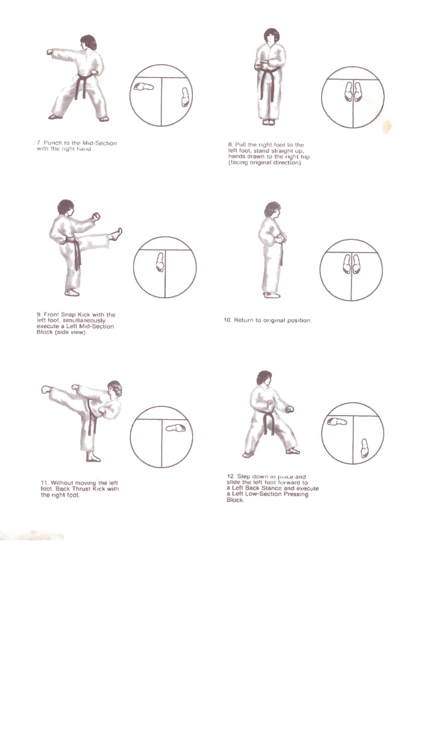7. Punch to the Mid-Section with the right hand.

8. Pull the right foot to the left foot, stand straight up, hands drawn to the right hip (facing original direction).

9. Front Snap Kick with the left foot, simultaneously execute a Left Mid-Section Block (side view).

10. Return to original position.

11. Without moving the left foot, Back Thrust Kick with the right foot.

12. Step down in place and slide the left foot forward to a Left Back Stance and execute a Left Low-Section Pressing Block.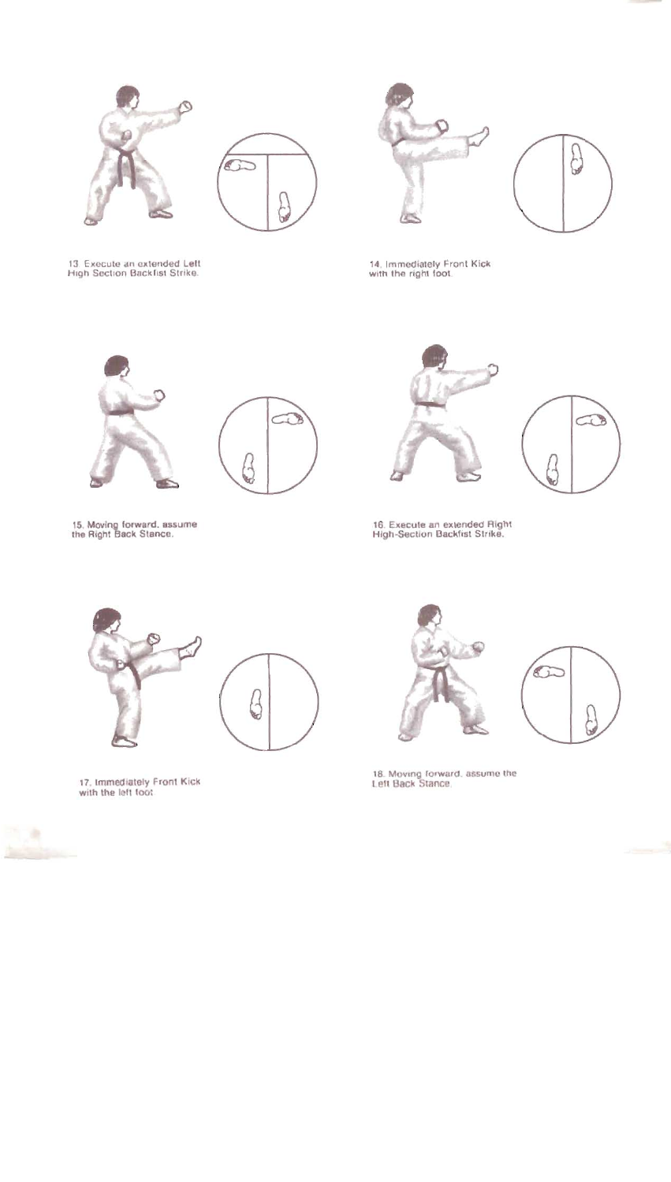13. Execute an extended Left High Section Backfist Strike.

14. Immediately Front Kick with the right foot.

15. Moving forward, assume the Right Back Stance.

16. Execute an extended Right High-Section Backfist Strike.

17. Immediately Front Kick with the left foot.

18. Moving forward, assume the Left Back Stance.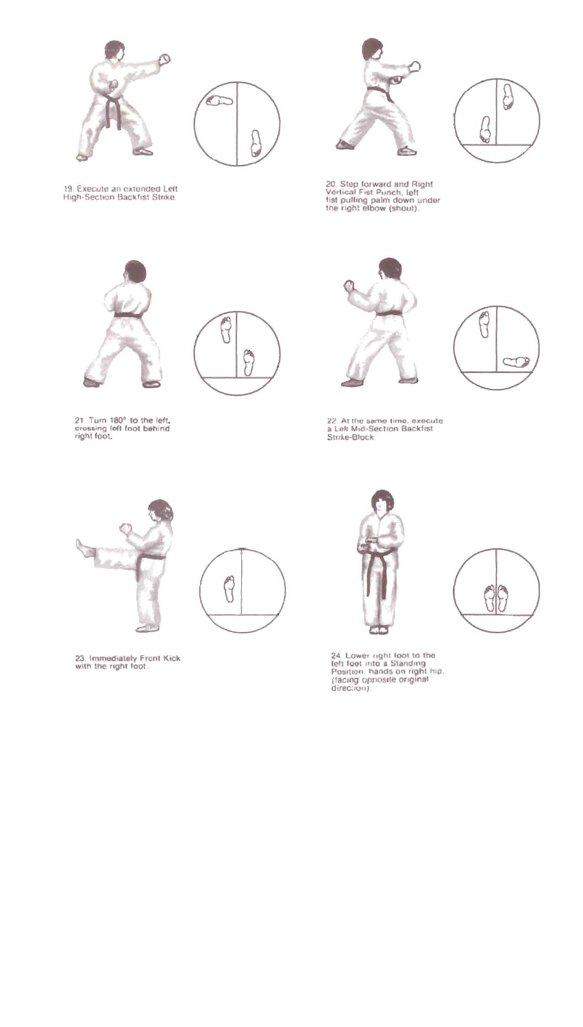19. Execute an extended Left High-Section Backfist Strike.

20. Step forward and Right Vertical Fist Punch, left fist pulling palm down under the right elbow (shout).

21. Turn 180° to the left, crossing left foot behind right foot.

22. At the same time, execute a Left Mid-Section Backfist Strike-Block.

23. Immediately Front Kick with the right foot.

24. Lower right foot to the left foot into a Standing Position, hands on right hip (facing opposite original direction).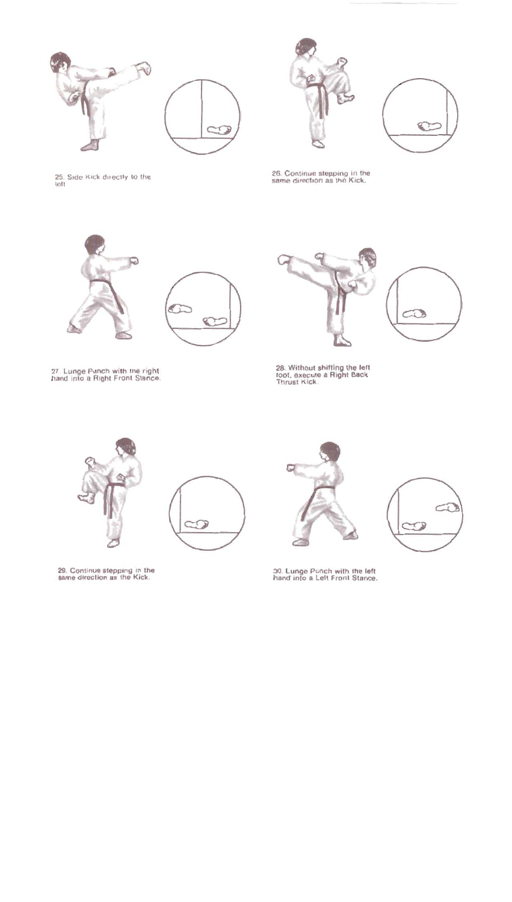25. Side Kick directly to the left

26. Continue stepping in the same direction as the Kick.

27. Lunge Punch with the right hand into a Right Front Stance.

28. Without shifting the left foot, execute a Right Back Thrust Kick.

29. Continue stepping in the same direction as the Kick.

30. Lunge Punch with the left hand into a Left Front Stance.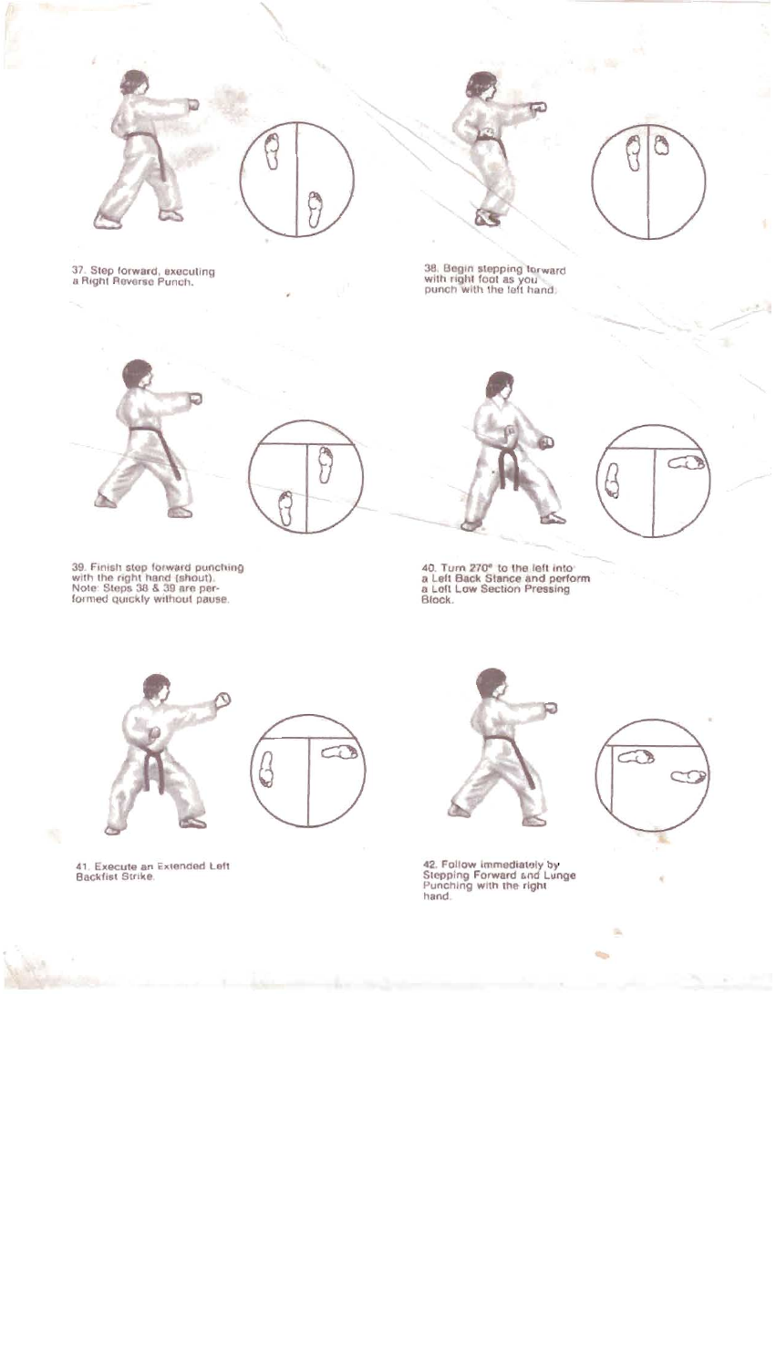37. Step forward, executing a Right Reverse Punch.

38. Begin stepping forward with right foot as you punch with the left hand.

39. Finish step forward punching with the right hand (shout). Note: Steps 38 & 39 are performed quickly without pause.

40. Turn 270° to the left into a Left Back Stance and perform a Left Low Section Pressing Block.

41. Execute an Extended Left Backfist Strike.

42. Follow immediately by Stepping Forward and Lunge Punching with the right hand.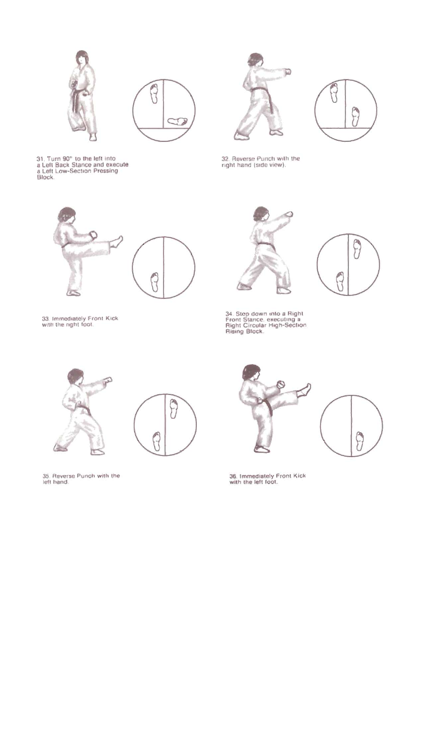31. Turn 90° to the left into a Left Back Stance and execute a Left Low-Section Pressing Block.

32. Reverse Punch with the right hand (side view).

33. Immediately Front Kick with the right foot.

34. Step down into a Right Front Stance, executing a Right Circular High-Section Rising Block.

35. Reverse Punch with the left hand.

36. Immediately Front Kick with the left foot.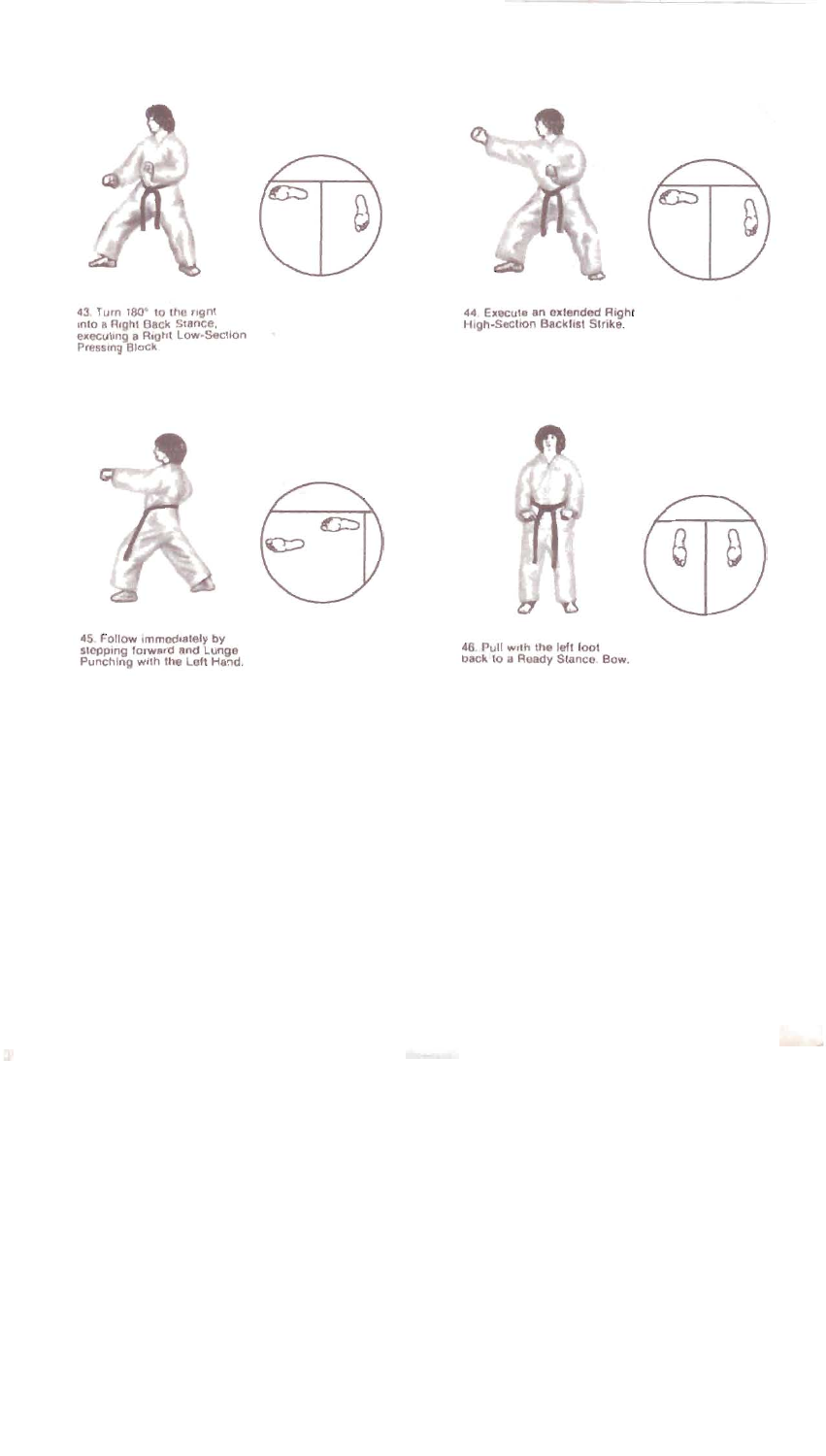43. Turn 180° to the right into a Right Back Stance, executing a Right Low-Section Pressing Block.

44. Execute an extended Right High-Section Backfist Strike.

45. Follow immediately by stepping forward and Lunge Punching with the Left Hand.

46. Pull with the left foot back to a Ready Stance. Bow.